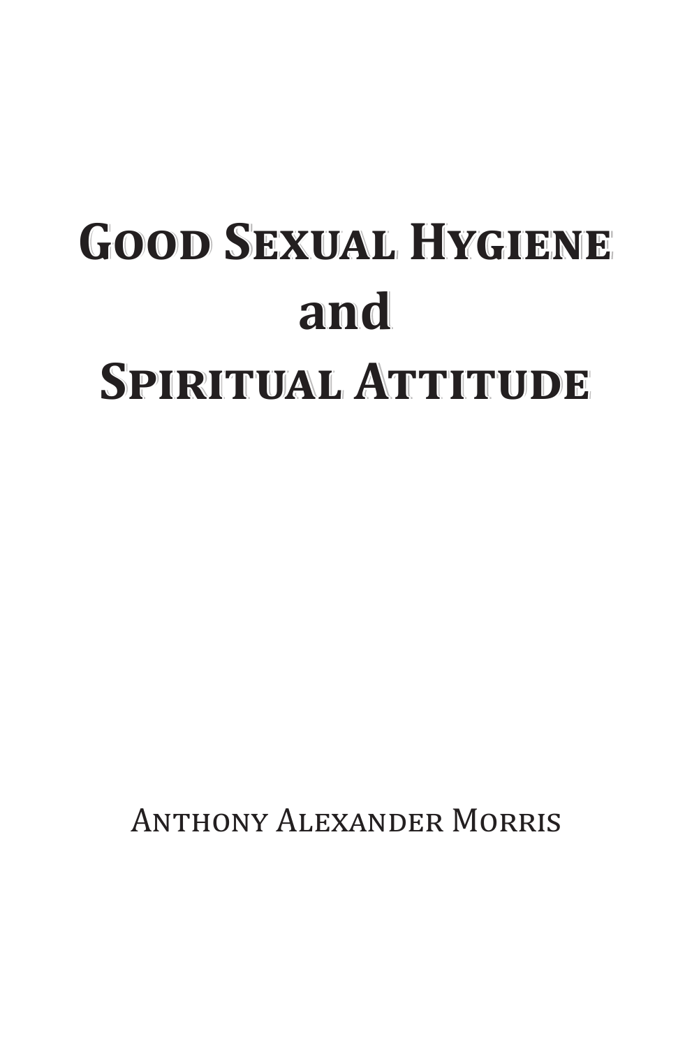# Good Sexual Hygiene and Spiritual Attitude

Anthony Alexander Morris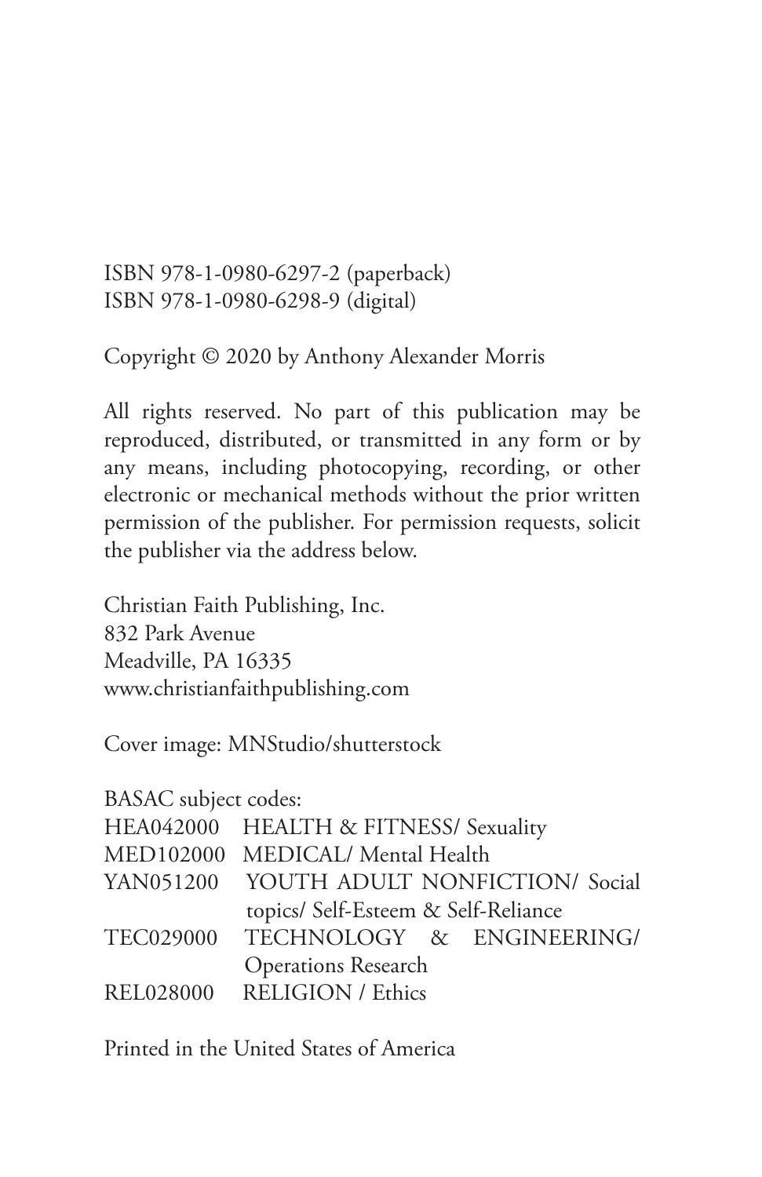ISBN 978-1-0980-6297-2 (paperback)
ISBN 978-1-0980-6298-9 (digital)

Copyright © 2020 by Anthony Alexander Morris

All rights reserved. No part of this publication may be reproduced, distributed, or transmitted in any form or by any means, including photocopying, recording, or other electronic or mechanical methods without the prior written permission of the publisher. For permission requests, solicit the publisher via the address below.

Christian Faith Publishing, Inc.
832 Park Avenue
Meadville, PA 16335
www.christianfaithpublishing.com

Cover image: MNStudio/shutterstock

BASAC subject codes:

| | |
|---|---|
| HEA042000 | HEALTH & FITNESS/ Sexuality |
| MED102000 | MEDICAL/ Mental Health |
| YAN051200 | YOUTH ADULT NONFICTION/ Social topics/ Self-Esteem & Self-Reliance |
| TEC029000 | TECHNOLOGY & ENGINEERING/ Operations Research |
| REL028000 | RELIGION / Ethics |

Printed in the United States of America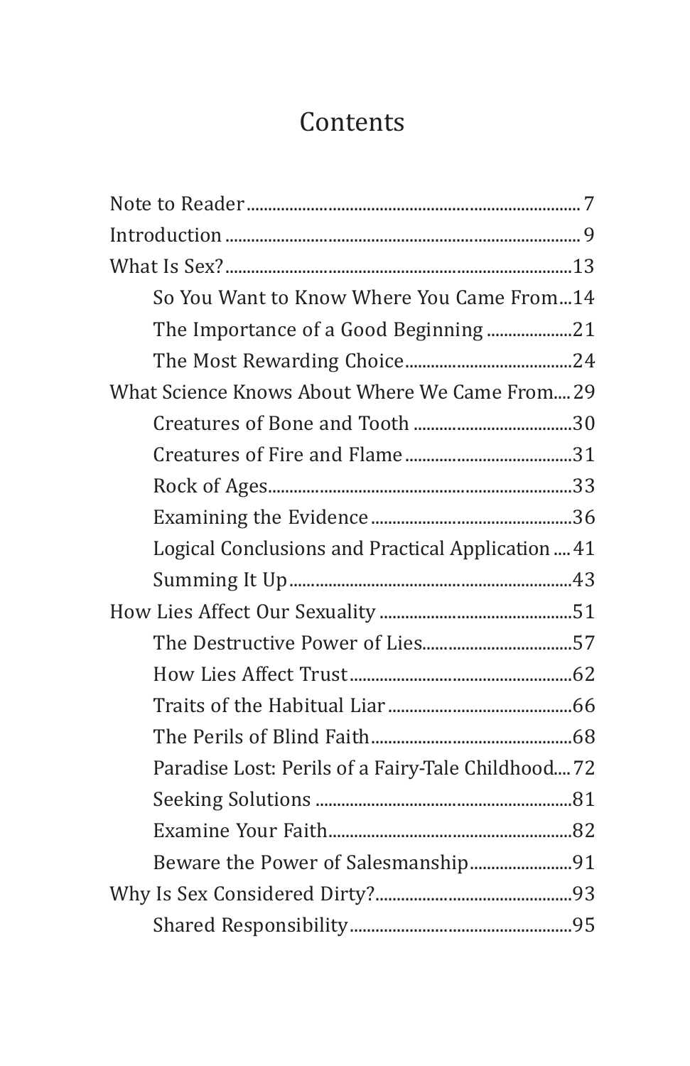# Contents

Note to Reader ........ 7
Introduction ........ 9
What Is Sex? ........ 13
- So You Want to Know Where You Came From ... 14
- The Importance of a Good Beginning ........ 21
- The Most Rewarding Choice ........ 24

What Science Knows About Where We Came From .... 29
- Creatures of Bone and Tooth ........ 30
- Creatures of Fire and Flame ........ 31
- Rock of Ages ........ 33
- Examining the Evidence ........ 36
- Logical Conclusions and Practical Application .... 41
- Summing It Up ........ 43

How Lies Affect Our Sexuality ........ 51
- The Destructive Power of Lies ........ 57
- How Lies Affect Trust ........ 62
- Traits of the Habitual Liar ........ 66
- The Perils of Blind Faith ........ 68
- Paradise Lost: Perils of a Fairy-Tale Childhood .... 72
- Seeking Solutions ........ 81
- Examine Your Faith ........ 82
- Beware the Power of Salesmanship ........ 91

Why Is Sex Considered Dirty? ........ 93
- Shared Responsibility ........ 95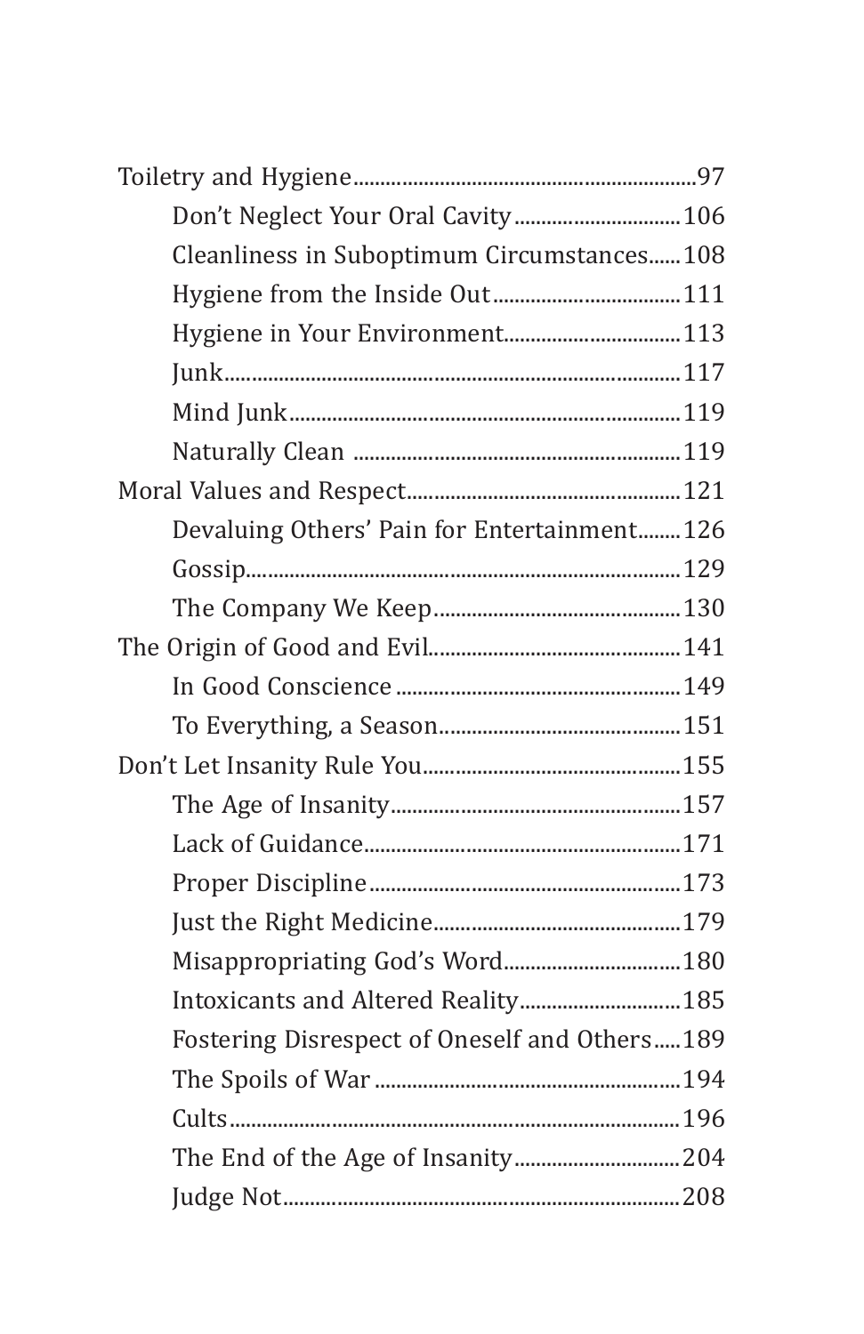- Toiletry and Hygiene....97
    - Don't Neglect Your Oral Cavity....106
    - Cleanliness in Suboptimum Circumstances....108
    - Hygiene from the Inside Out....111
    - Hygiene in Your Environment....113
    - Junk....117
    - Mind Junk....119
    - Naturally Clean....119
- Moral Values and Respect....121
    - Devaluing Others' Pain for Entertainment....126
    - Gossip....129
    - The Company We Keep....130
- The Origin of Good and Evil....141
    - In Good Conscience....149
    - To Everything, a Season....151
- Don't Let Insanity Rule You....155
    - The Age of Insanity....157
    - Lack of Guidance....171
    - Proper Discipline....173
    - Just the Right Medicine....179
    - Misappropriating God's Word....180
    - Intoxicants and Altered Reality....185
    - Fostering Disrespect of Oneself and Others....189
    - The Spoils of War....194
    - Cults....196
    - The End of the Age of Insanity....204
    - Judge Not....208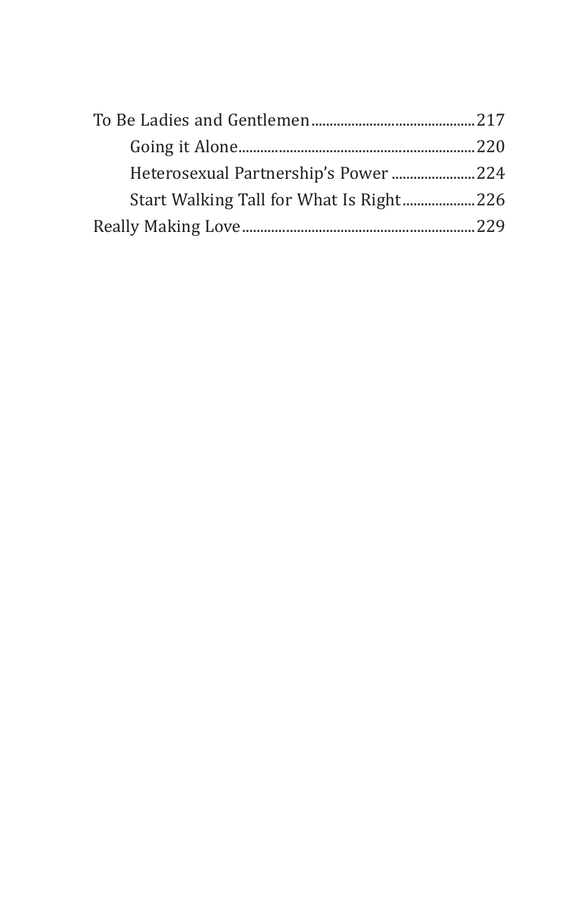To Be Ladies and Gentlemen ........................................ 217

- Going it Alone ........................................ 220
- Heterosexual Partnership's Power ........................................ 224
- Start Walking Tall for What Is Right ........................................ 226

Really Making Love ........................................ 229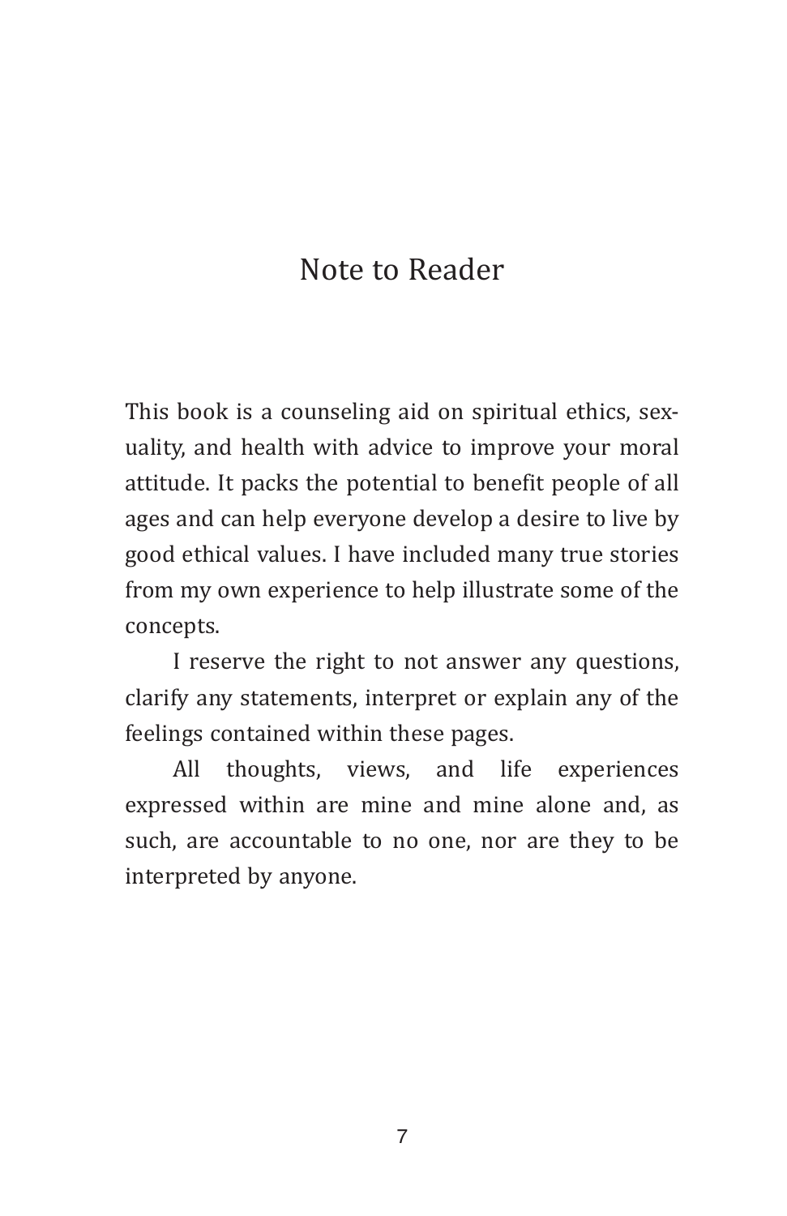# Note to Reader

This book is a counseling aid on spiritual ethics, sexuality, and health with advice to improve your moral attitude. It packs the potential to benefit people of all ages and can help everyone develop a desire to live by good ethical values. I have included many true stories from my own experience to help illustrate some of the concepts.

I reserve the right to not answer any questions, clarify any statements, interpret or explain any of the feelings contained within these pages.

All thoughts, views, and life experiences expressed within are mine and mine alone and, as such, are accountable to no one, nor are they to be interpreted by anyone.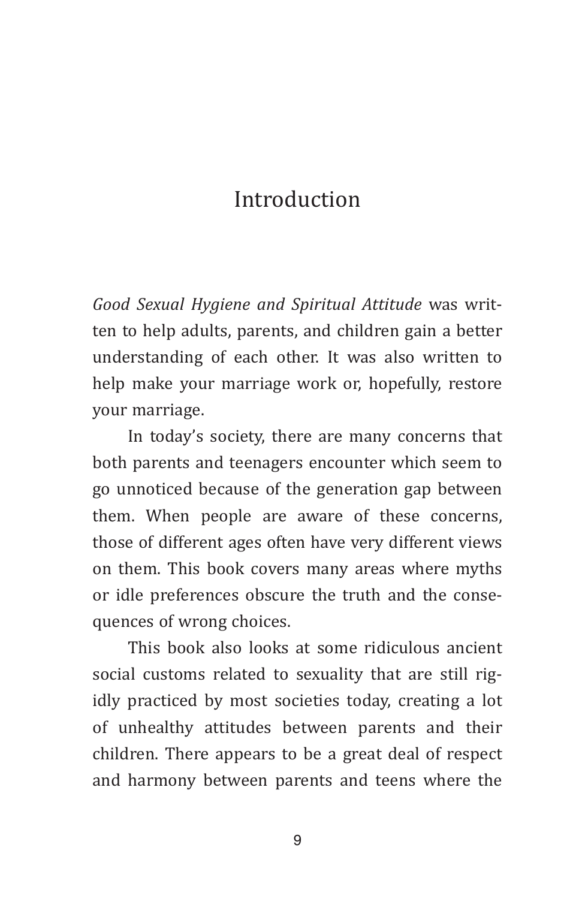# Introduction

*Good Sexual Hygiene and Spiritual Attitude* was written to help adults, parents, and children gain a better understanding of each other. It was also written to help make your marriage work or, hopefully, restore your marriage.

In today's society, there are many concerns that both parents and teenagers encounter which seem to go unnoticed because of the generation gap between them. When people are aware of these concerns, those of different ages often have very different views on them. This book covers many areas where myths or idle preferences obscure the truth and the consequences of wrong choices.

This book also looks at some ridiculous ancient social customs related to sexuality that are still rigidly practiced by most societies today, creating a lot of unhealthy attitudes between parents and their children. There appears to be a great deal of respect and harmony between parents and teens where the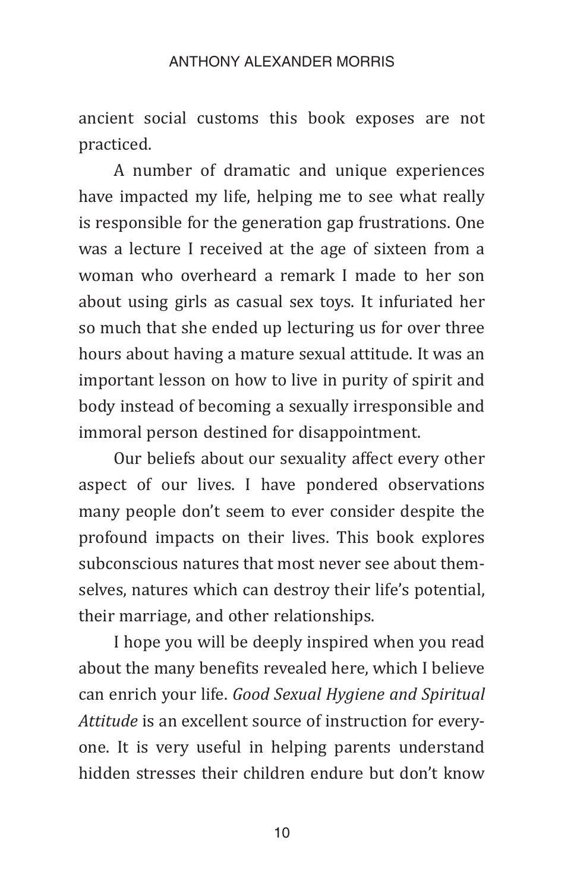ancient social customs this book exposes are not practiced.

A number of dramatic and unique experiences have impacted my life, helping me to see what really is responsible for the generation gap frustrations. One was a lecture I received at the age of sixteen from a woman who overheard a remark I made to her son about using girls as casual sex toys. It infuriated her so much that she ended up lecturing us for over three hours about having a mature sexual attitude. It was an important lesson on how to live in purity of spirit and body instead of becoming a sexually irresponsible and immoral person destined for disappointment.

Our beliefs about our sexuality affect every other aspect of our lives. I have pondered observations many people don't seem to ever consider despite the profound impacts on their lives. This book explores subconscious natures that most never see about themselves, natures which can destroy their life's potential, their marriage, and other relationships.

I hope you will be deeply inspired when you read about the many benefits revealed here, which I believe can enrich your life. *Good Sexual Hygiene and Spiritual Attitude* is an excellent source of instruction for everyone. It is very useful in helping parents understand hidden stresses their children endure but don't know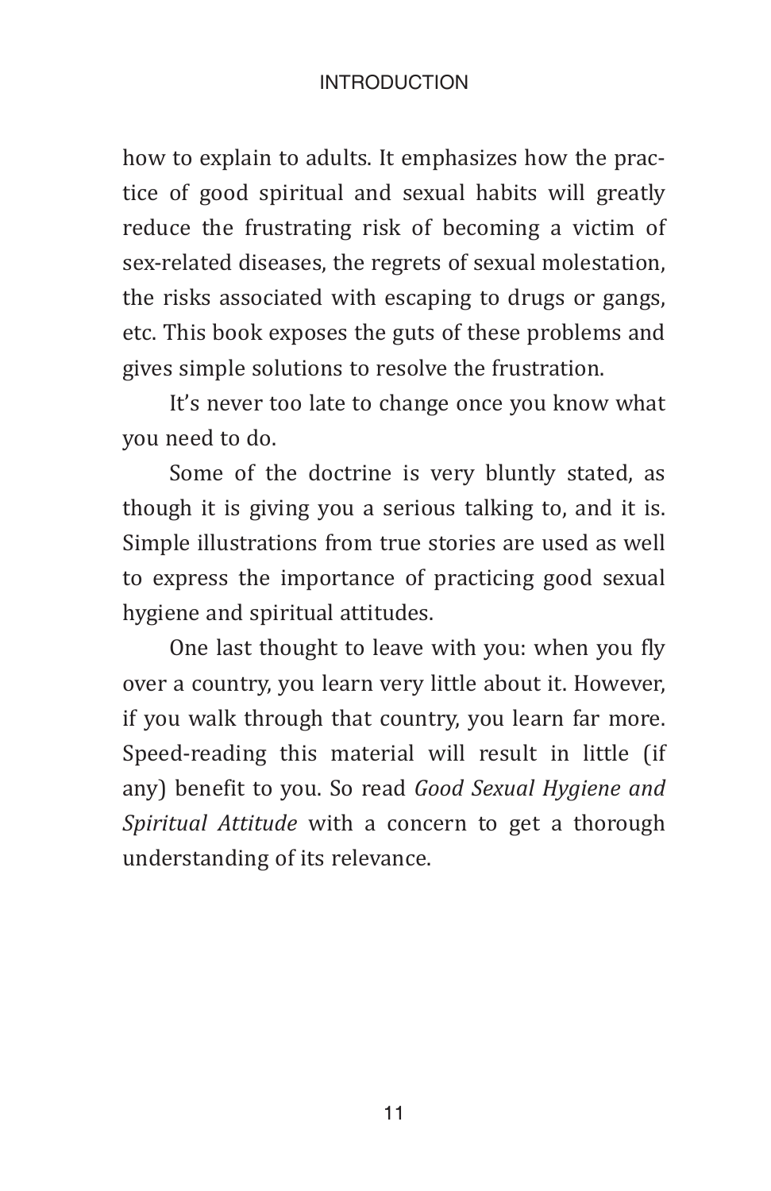how to explain to adults. It emphasizes how the practice of good spiritual and sexual habits will greatly reduce the frustrating risk of becoming a victim of sex-related diseases, the regrets of sexual molestation, the risks associated with escaping to drugs or gangs, etc. This book exposes the guts of these problems and gives simple solutions to resolve the frustration.

It's never too late to change once you know what you need to do.

Some of the doctrine is very bluntly stated, as though it is giving you a serious talking to, and it is. Simple illustrations from true stories are used as well to express the importance of practicing good sexual hygiene and spiritual attitudes.

One last thought to leave with you: when you fly over a country, you learn very little about it. However, if you walk through that country, you learn far more. Speed-reading this material will result in little (if any) benefit to you. So read *Good Sexual Hygiene and Spiritual Attitude* with a concern to get a thorough understanding of its relevance.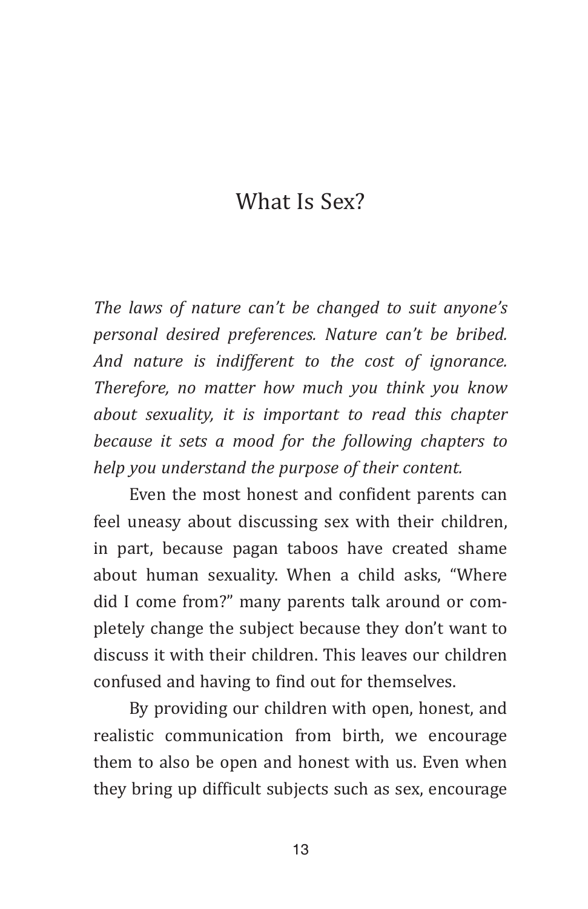# What Is Sex?

*The laws of nature can't be changed to suit anyone's personal desired preferences. Nature can't be bribed. And nature is indifferent to the cost of ignorance. Therefore, no matter how much you think you know about sexuality, it is important to read this chapter because it sets a mood for the following chapters to help you understand the purpose of their content.*

Even the most honest and confident parents can feel uneasy about discussing sex with their children, in part, because pagan taboos have created shame about human sexuality. When a child asks, "Where did I come from?" many parents talk around or completely change the subject because they don't want to discuss it with their children. This leaves our children confused and having to find out for themselves.

By providing our children with open, honest, and realistic communication from birth, we encourage them to also be open and honest with us. Even when they bring up difficult subjects such as sex, encourage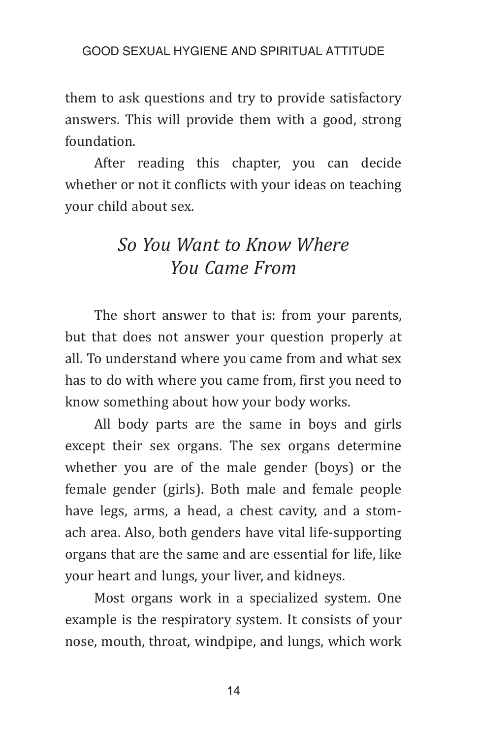them to ask questions and try to provide satisfactory answers. This will provide them with a good, strong foundation.

After reading this chapter, you can decide whether or not it conflicts with your ideas on teaching your child about sex.

## *So You Want to Know Where You Came From*

The short answer to that is: from your parents, but that does not answer your question properly at all. To understand where you came from and what sex has to do with where you came from, first you need to know something about how your body works.

All body parts are the same in boys and girls except their sex organs. The sex organs determine whether you are of the male gender (boys) or the female gender (girls). Both male and female people have legs, arms, a head, a chest cavity, and a stomach area. Also, both genders have vital life-supporting organs that are the same and are essential for life, like your heart and lungs, your liver, and kidneys.

Most organs work in a specialized system. One example is the respiratory system. It consists of your nose, mouth, throat, windpipe, and lungs, which work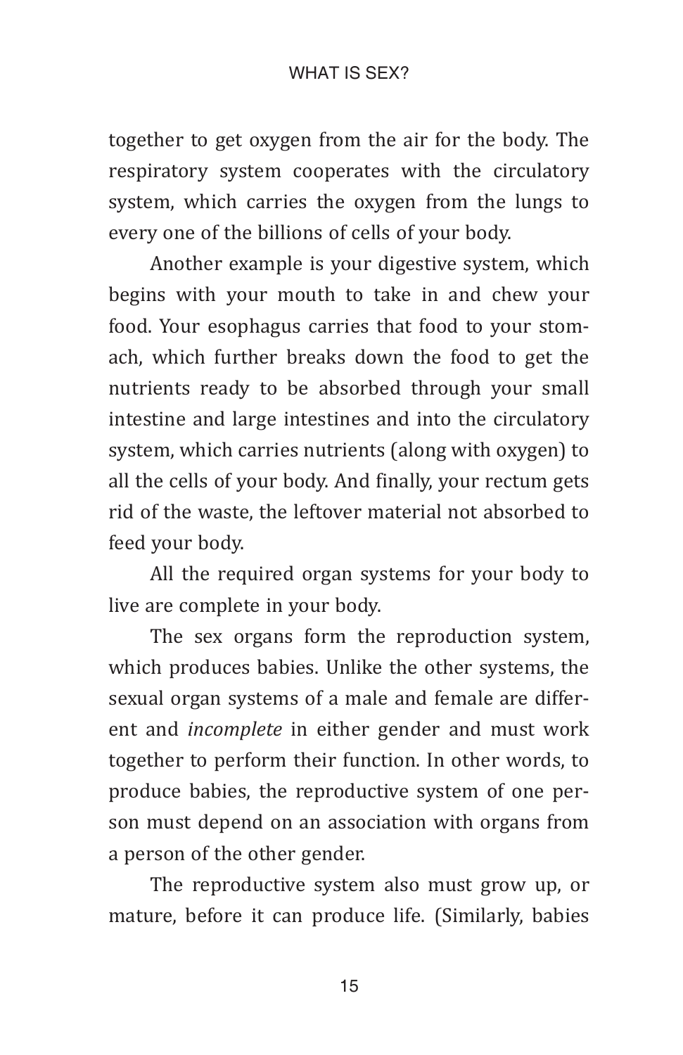together to get oxygen from the air for the body. The respiratory system cooperates with the circulatory system, which carries the oxygen from the lungs to every one of the billions of cells of your body.

Another example is your digestive system, which begins with your mouth to take in and chew your food. Your esophagus carries that food to your stomach, which further breaks down the food to get the nutrients ready to be absorbed through your small intestine and large intestines and into the circulatory system, which carries nutrients (along with oxygen) to all the cells of your body. And finally, your rectum gets rid of the waste, the leftover material not absorbed to feed your body.

All the required organ systems for your body to live are complete in your body.

The sex organs form the reproduction system, which produces babies. Unlike the other systems, the sexual organ systems of a male and female are different and *incomplete* in either gender and must work together to perform their function. In other words, to produce babies, the reproductive system of one person must depend on an association with organs from a person of the other gender.

The reproductive system also must grow up, or mature, before it can produce life. (Similarly, babies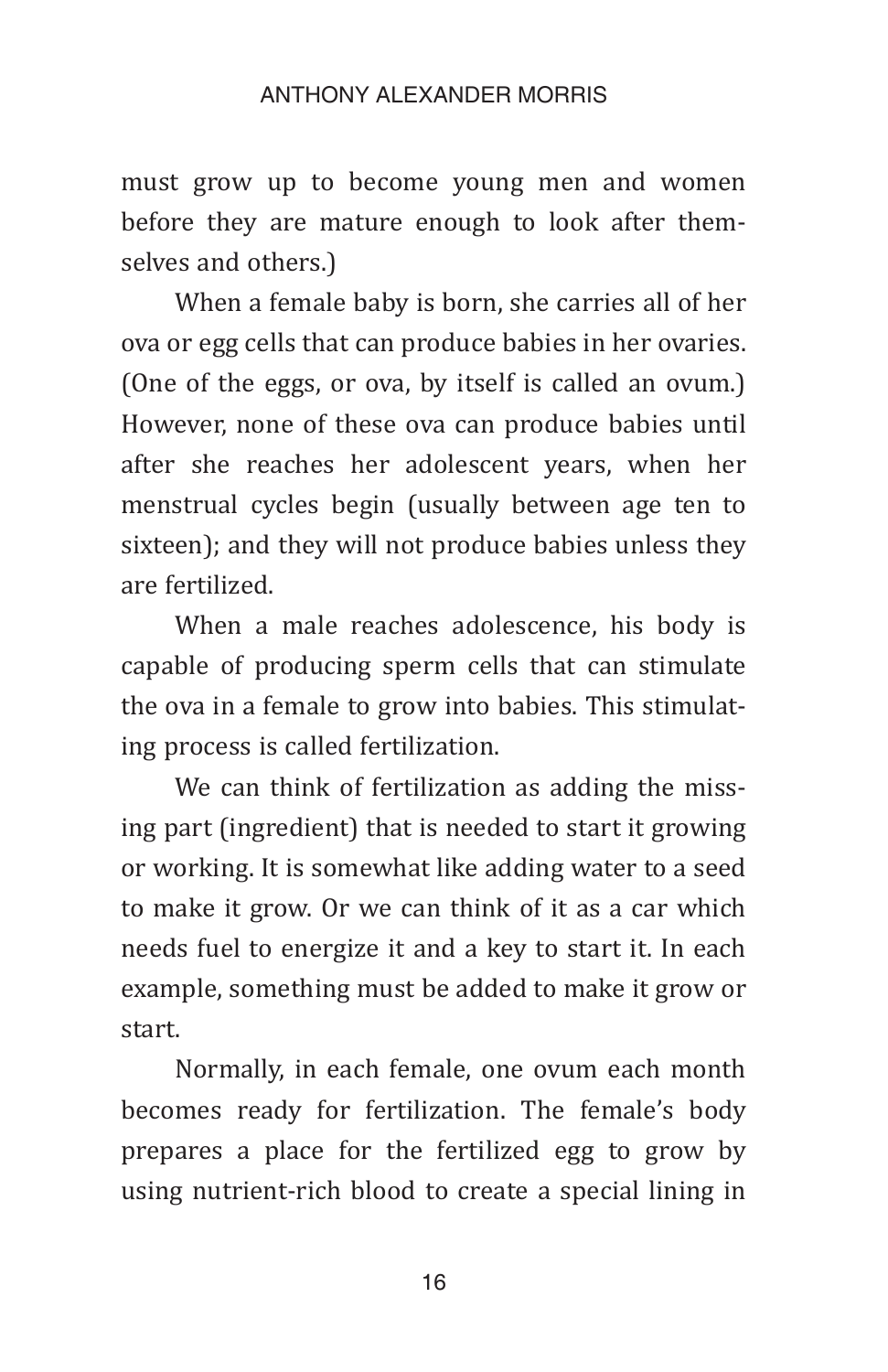must grow up to become young men and women before they are mature enough to look after themselves and others.)

When a female baby is born, she carries all of her ova or egg cells that can produce babies in her ovaries. (One of the eggs, or ova, by itself is called an ovum.) However, none of these ova can produce babies until after she reaches her adolescent years, when her menstrual cycles begin (usually between age ten to sixteen); and they will not produce babies unless they are fertilized.

When a male reaches adolescence, his body is capable of producing sperm cells that can stimulate the ova in a female to grow into babies. This stimulating process is called fertilization.

We can think of fertilization as adding the missing part (ingredient) that is needed to start it growing or working. It is somewhat like adding water to a seed to make it grow. Or we can think of it as a car which needs fuel to energize it and a key to start it. In each example, something must be added to make it grow or start.

Normally, in each female, one ovum each month becomes ready for fertilization. The female's body prepares a place for the fertilized egg to grow by using nutrient-rich blood to create a special lining in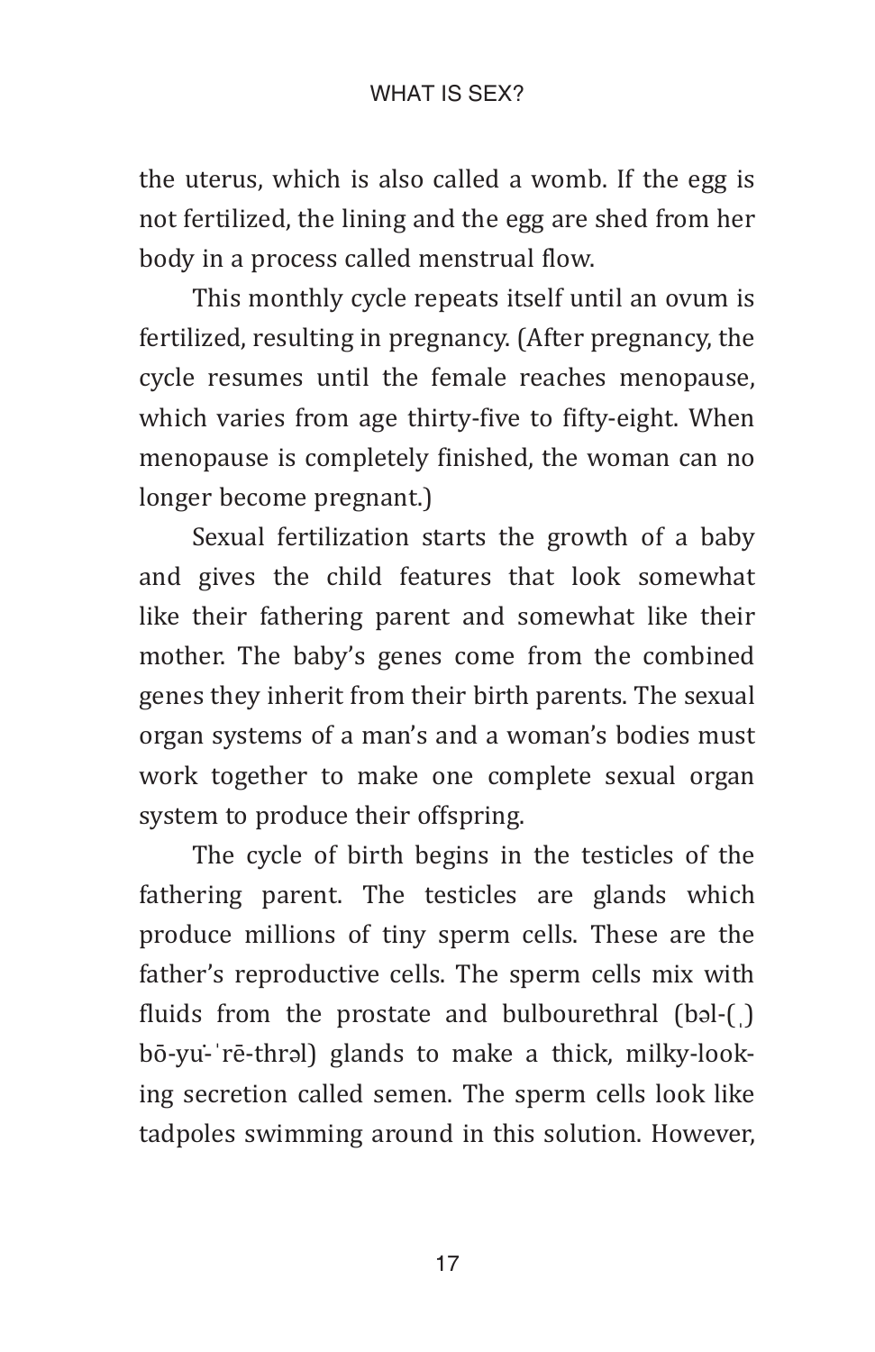the uterus, which is also called a womb. If the egg is not fertilized, the lining and the egg are shed from her body in a process called menstrual flow.

This monthly cycle repeats itself until an ovum is fertilized, resulting in pregnancy. (After pregnancy, the cycle resumes until the female reaches menopause, which varies from age thirty-five to fifty-eight. When menopause is completely finished, the woman can no longer become pregnant.)

Sexual fertilization starts the growth of a baby and gives the child features that look somewhat like their fathering parent and somewhat like their mother. The baby's genes come from the combined genes they inherit from their birth parents. The sexual organ systems of a man's and a woman's bodies must work together to make one complete sexual organ system to produce their offspring.

The cycle of birth begins in the testicles of the fathering parent. The testicles are glands which produce millions of tiny sperm cells. These are the father's reproductive cells. The sperm cells mix with fluids from the prostate and bulbourethral (bəl-(ˌ)bō-yu̇-ˈrē-thrəl) glands to make a thick, milky-looking secretion called semen. The sperm cells look like tadpoles swimming around in this solution. However,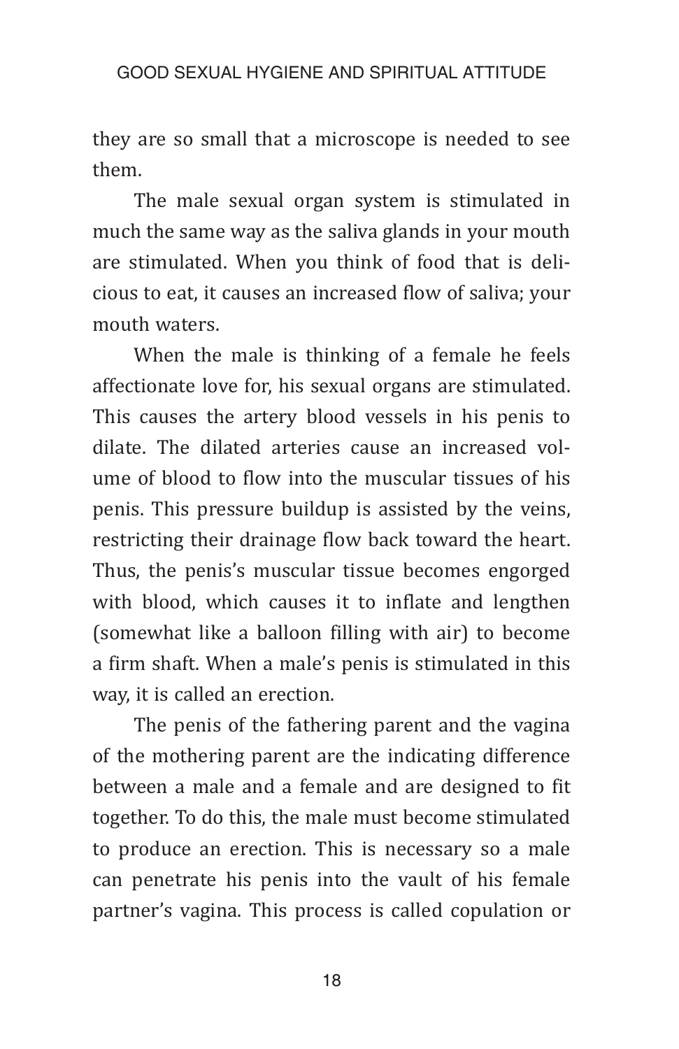they are so small that a microscope is needed to see them.

The male sexual organ system is stimulated in much the same way as the saliva glands in your mouth are stimulated. When you think of food that is delicious to eat, it causes an increased flow of saliva; your mouth waters.

When the male is thinking of a female he feels affectionate love for, his sexual organs are stimulated. This causes the artery blood vessels in his penis to dilate. The dilated arteries cause an increased volume of blood to flow into the muscular tissues of his penis. This pressure buildup is assisted by the veins, restricting their drainage flow back toward the heart. Thus, the penis's muscular tissue becomes engorged with blood, which causes it to inflate and lengthen (somewhat like a balloon filling with air) to become a firm shaft. When a male's penis is stimulated in this way, it is called an erection.

The penis of the fathering parent and the vagina of the mothering parent are the indicating difference between a male and a female and are designed to fit together. To do this, the male must become stimulated to produce an erection. This is necessary so a male can penetrate his penis into the vault of his female partner's vagina. This process is called copulation or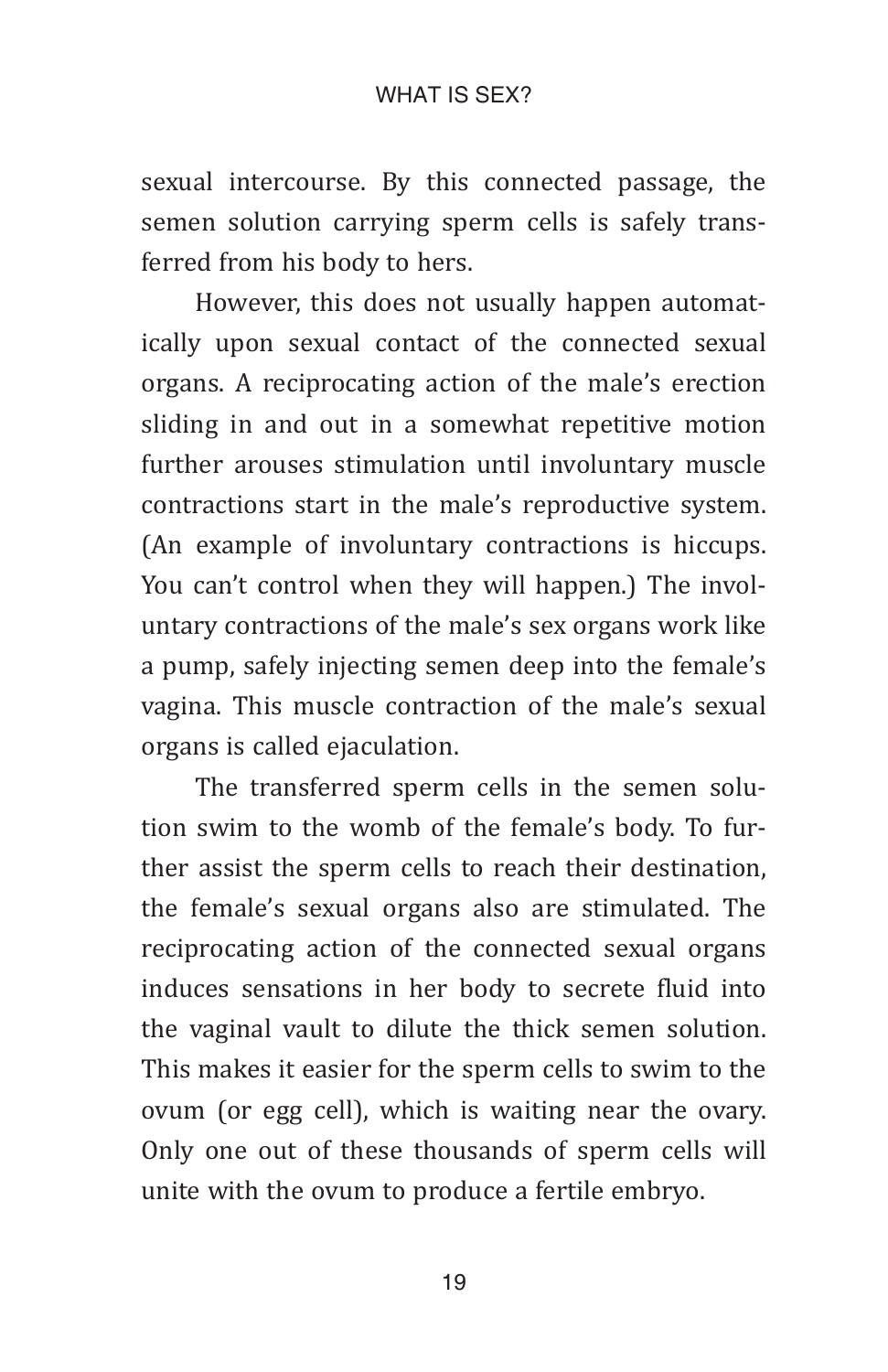sexual intercourse. By this connected passage, the semen solution carrying sperm cells is safely transferred from his body to hers.

However, this does not usually happen automatically upon sexual contact of the connected sexual organs. A reciprocating action of the male's erection sliding in and out in a somewhat repetitive motion further arouses stimulation until involuntary muscle contractions start in the male's reproductive system. (An example of involuntary contractions is hiccups. You can't control when they will happen.) The involuntary contractions of the male's sex organs work like a pump, safely injecting semen deep into the female's vagina. This muscle contraction of the male's sexual organs is called ejaculation.

The transferred sperm cells in the semen solution swim to the womb of the female's body. To further assist the sperm cells to reach their destination, the female's sexual organs also are stimulated. The reciprocating action of the connected sexual organs induces sensations in her body to secrete fluid into the vaginal vault to dilute the thick semen solution. This makes it easier for the sperm cells to swim to the ovum (or egg cell), which is waiting near the ovary. Only one out of these thousands of sperm cells will unite with the ovum to produce a fertile embryo.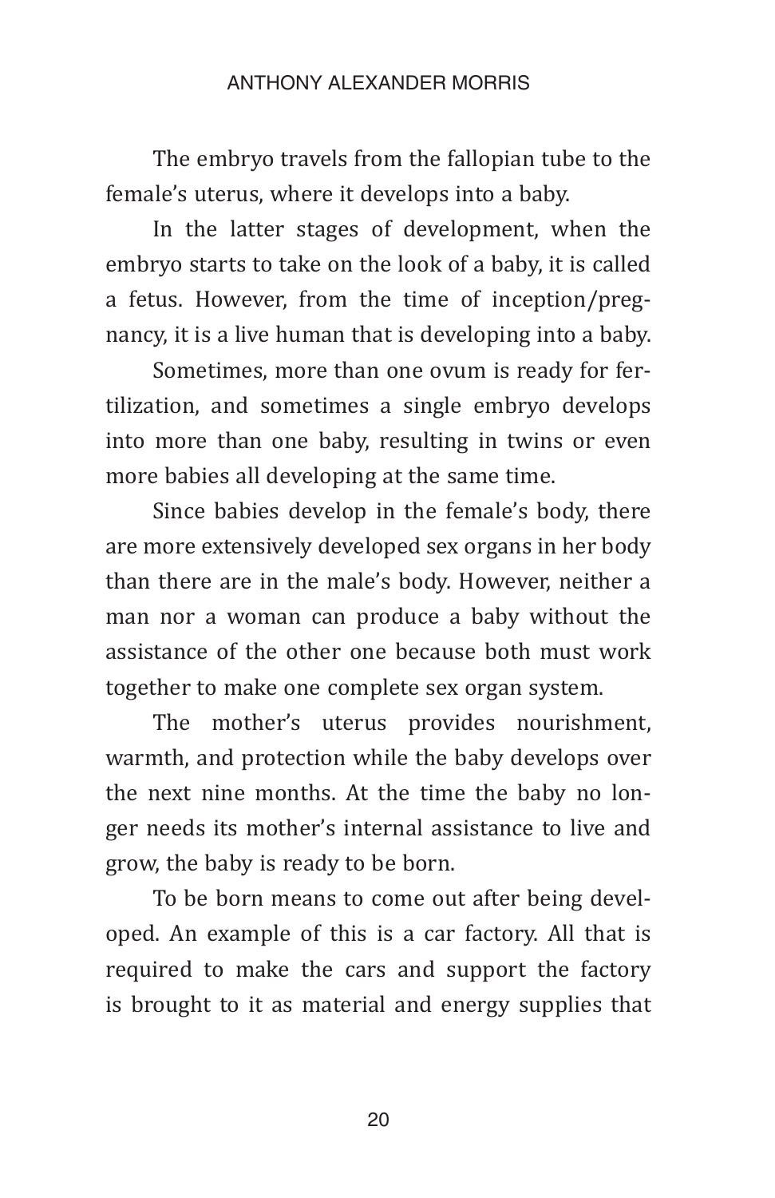The embryo travels from the fallopian tube to the female's uterus, where it develops into a baby.

In the latter stages of development, when the embryo starts to take on the look of a baby, it is called a fetus. However, from the time of inception/pregnancy, it is a live human that is developing into a baby.

Sometimes, more than one ovum is ready for fertilization, and sometimes a single embryo develops into more than one baby, resulting in twins or even more babies all developing at the same time.

Since babies develop in the female's body, there are more extensively developed sex organs in her body than there are in the male's body. However, neither a man nor a woman can produce a baby without the assistance of the other one because both must work together to make one complete sex organ system.

The mother's uterus provides nourishment, warmth, and protection while the baby develops over the next nine months. At the time the baby no longer needs its mother's internal assistance to live and grow, the baby is ready to be born.

To be born means to come out after being developed. An example of this is a car factory. All that is required to make the cars and support the factory is brought to it as material and energy supplies that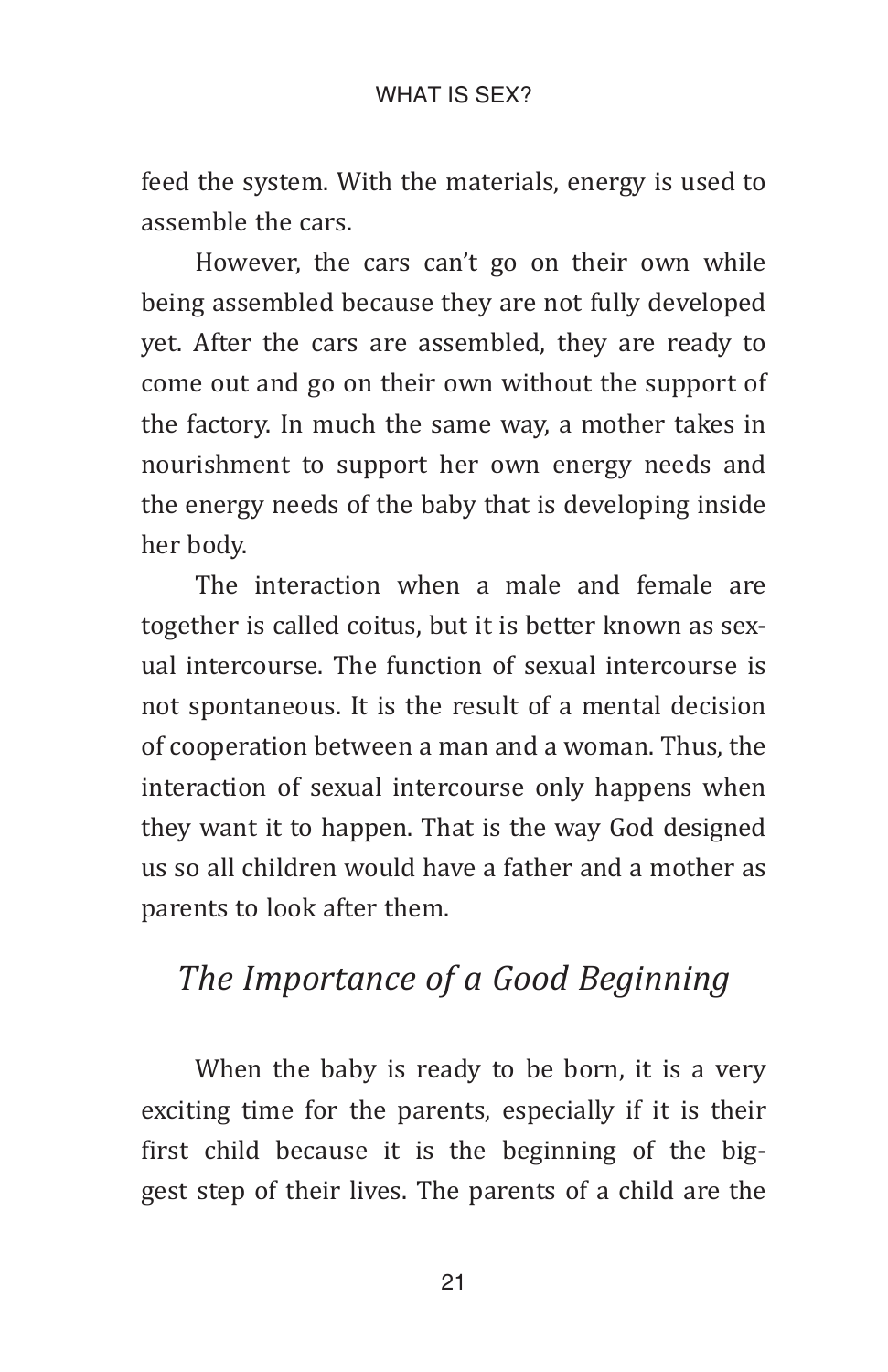feed the system. With the materials, energy is used to assemble the cars.

However, the cars can't go on their own while being assembled because they are not fully developed yet. After the cars are assembled, they are ready to come out and go on their own without the support of the factory. In much the same way, a mother takes in nourishment to support her own energy needs and the energy needs of the baby that is developing inside her body.

The interaction when a male and female are together is called coitus, but it is better known as sexual intercourse. The function of sexual intercourse is not spontaneous. It is the result of a mental decision of cooperation between a man and a woman. Thus, the interaction of sexual intercourse only happens when they want it to happen. That is the way God designed us so all children would have a father and a mother as parents to look after them.

## *The Importance of a Good Beginning*

When the baby is ready to be born, it is a very exciting time for the parents, especially if it is their first child because it is the beginning of the biggest step of their lives. The parents of a child are the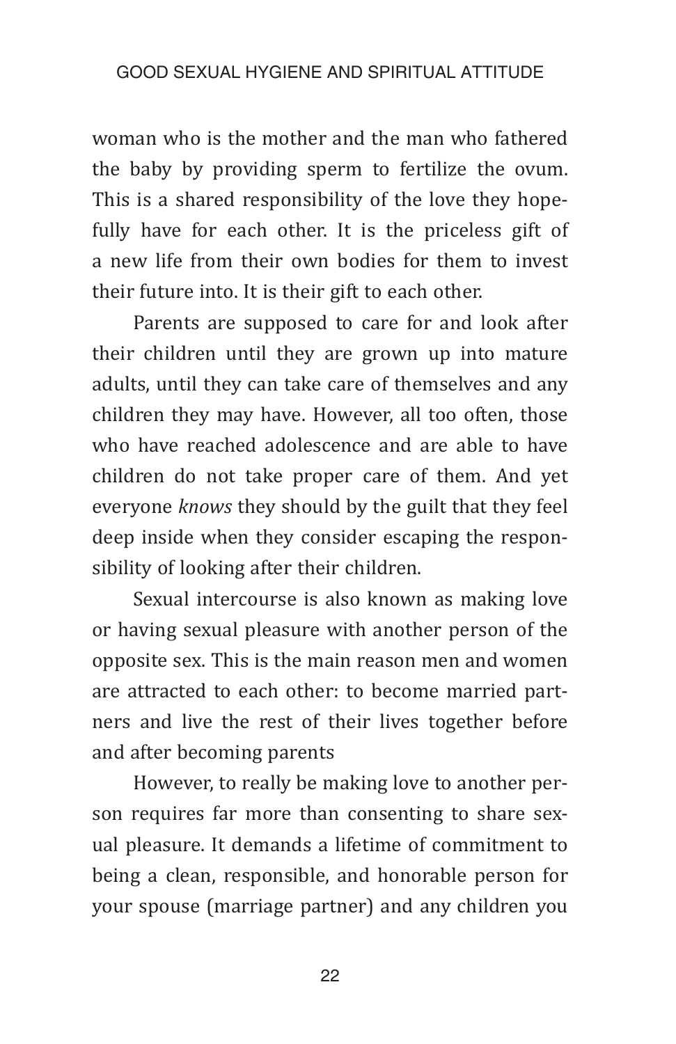woman who is the mother and the man who fathered the baby by providing sperm to fertilize the ovum. This is a shared responsibility of the love they hopefully have for each other. It is the priceless gift of a new life from their own bodies for them to invest their future into. It is their gift to each other.

Parents are supposed to care for and look after their children until they are grown up into mature adults, until they can take care of themselves and any children they may have. However, all too often, those who have reached adolescence and are able to have children do not take proper care of them. And yet everyone *knows* they should by the guilt that they feel deep inside when they consider escaping the responsibility of looking after their children.

Sexual intercourse is also known as making love or having sexual pleasure with another person of the opposite sex. This is the main reason men and women are attracted to each other: to become married partners and live the rest of their lives together before and after becoming parents

However, to really be making love to another person requires far more than consenting to share sexual pleasure. It demands a lifetime of commitment to being a clean, responsible, and honorable person for your spouse (marriage partner) and any children you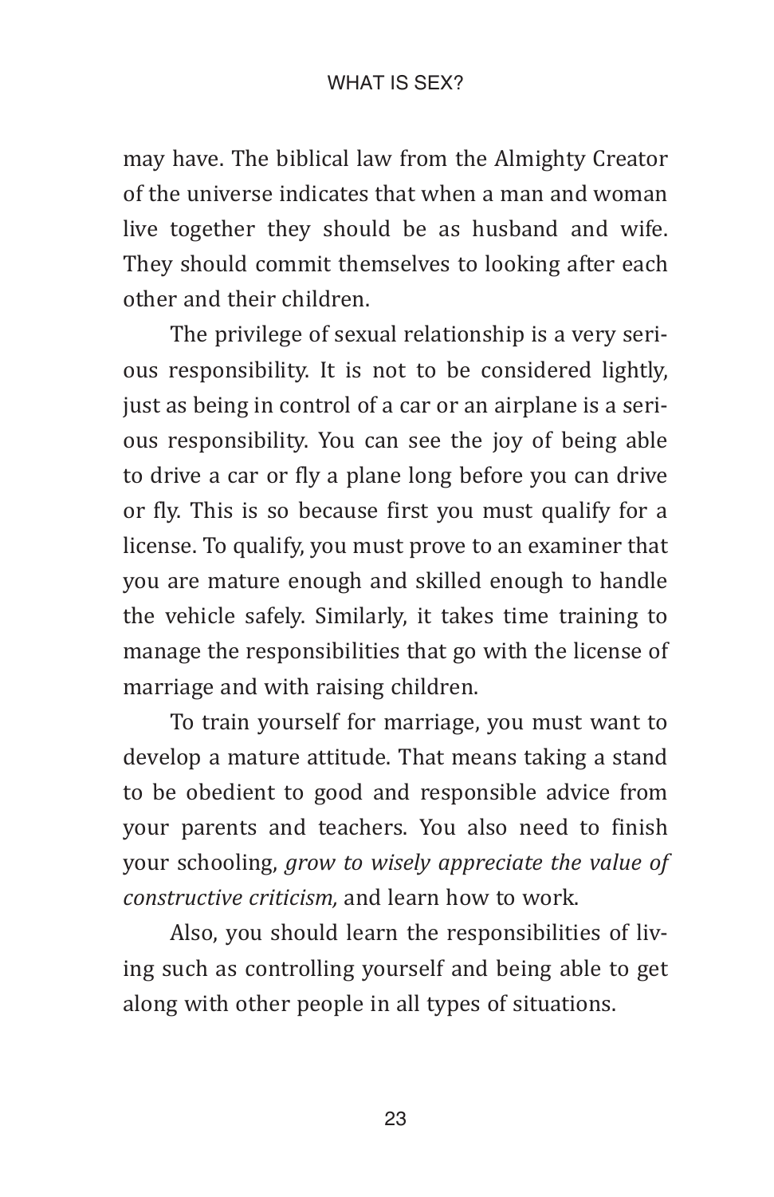may have. The biblical law from the Almighty Creator of the universe indicates that when a man and woman live together they should be as husband and wife. They should commit themselves to looking after each other and their children.

The privilege of sexual relationship is a very serious responsibility. It is not to be considered lightly, just as being in control of a car or an airplane is a serious responsibility. You can see the joy of being able to drive a car or fly a plane long before you can drive or fly. This is so because first you must qualify for a license. To qualify, you must prove to an examiner that you are mature enough and skilled enough to handle the vehicle safely. Similarly, it takes time training to manage the responsibilities that go with the license of marriage and with raising children.

To train yourself for marriage, you must want to develop a mature attitude. That means taking a stand to be obedient to good and responsible advice from your parents and teachers. You also need to finish your schooling, *grow to wisely appreciate the value of constructive criticism,* and learn how to work.

Also, you should learn the responsibilities of living such as controlling yourself and being able to get along with other people in all types of situations.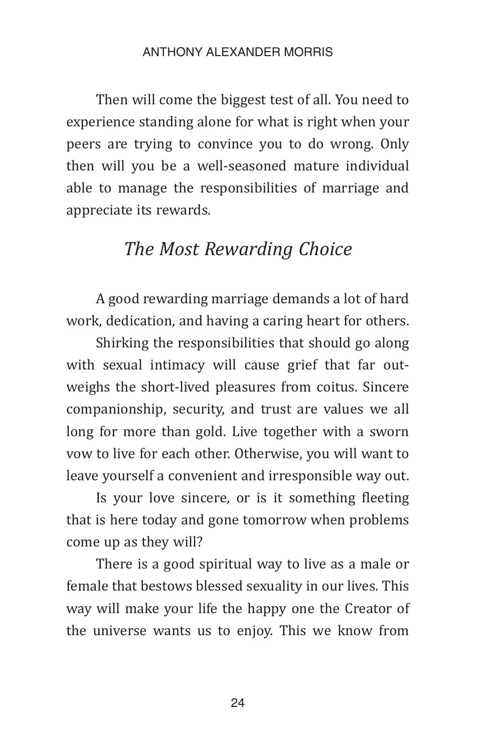Then will come the biggest test of all. You need to experience standing alone for what is right when your peers are trying to convince you to do wrong. Only then will you be a well-seasoned mature individual able to manage the responsibilities of marriage and appreciate its rewards.

## *The Most Rewarding Choice*

A good rewarding marriage demands a lot of hard work, dedication, and having a caring heart for others.

Shirking the responsibilities that should go along with sexual intimacy will cause grief that far outweighs the short-lived pleasures from coitus. Sincere companionship, security, and trust are values we all long for more than gold. Live together with a sworn vow to live for each other. Otherwise, you will want to leave yourself a convenient and irresponsible way out.

Is your love sincere, or is it something fleeting that is here today and gone tomorrow when problems come up as they will?

There is a good spiritual way to live as a male or female that bestows blessed sexuality in our lives. This way will make your life the happy one the Creator of the universe wants us to enjoy. This we know from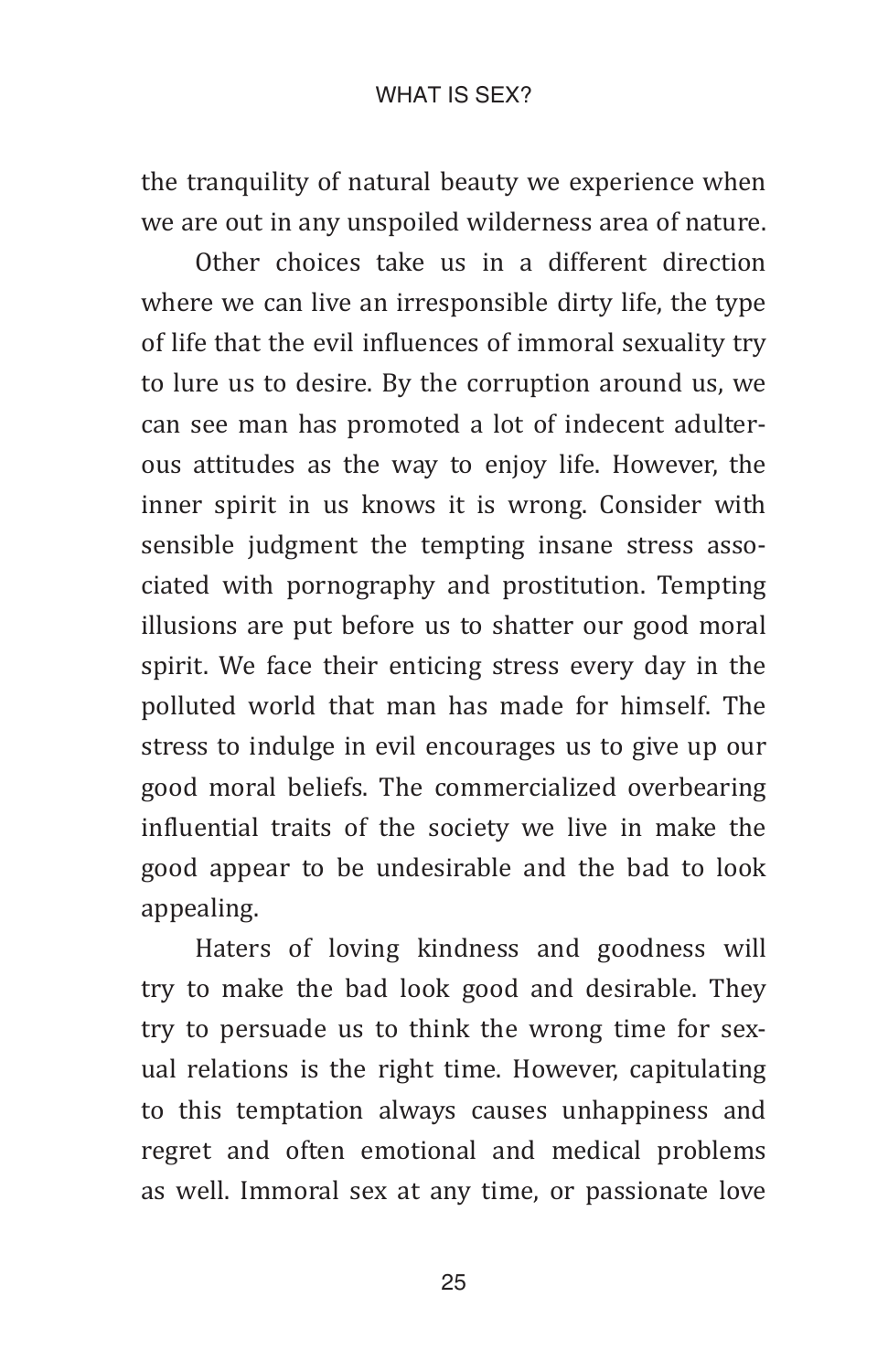the tranquility of natural beauty we experience when we are out in any unspoiled wilderness area of nature.

Other choices take us in a different direction where we can live an irresponsible dirty life, the type of life that the evil influences of immoral sexuality try to lure us to desire. By the corruption around us, we can see man has promoted a lot of indecent adulterous attitudes as the way to enjoy life. However, the inner spirit in us knows it is wrong. Consider with sensible judgment the tempting insane stress associated with pornography and prostitution. Tempting illusions are put before us to shatter our good moral spirit. We face their enticing stress every day in the polluted world that man has made for himself. The stress to indulge in evil encourages us to give up our good moral beliefs. The commercialized overbearing influential traits of the society we live in make the good appear to be undesirable and the bad to look appealing.

Haters of loving kindness and goodness will try to make the bad look good and desirable. They try to persuade us to think the wrong time for sexual relations is the right time. However, capitulating to this temptation always causes unhappiness and regret and often emotional and medical problems as well. Immoral sex at any time, or passionate love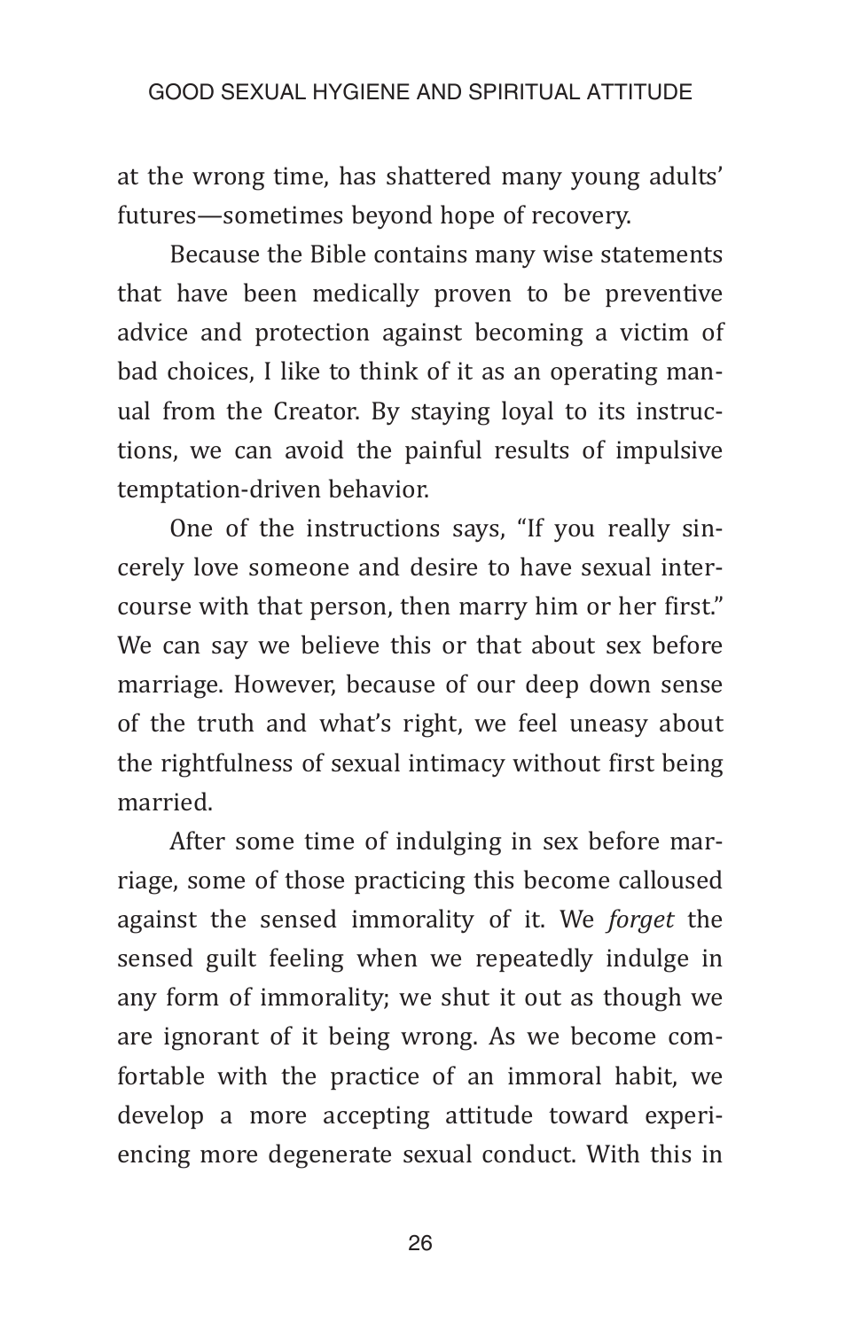at the wrong time, has shattered many young adults' futures—sometimes beyond hope of recovery.

Because the Bible contains many wise statements that have been medically proven to be preventive advice and protection against becoming a victim of bad choices, I like to think of it as an operating manual from the Creator. By staying loyal to its instructions, we can avoid the painful results of impulsive temptation-driven behavior.

One of the instructions says, "If you really sincerely love someone and desire to have sexual intercourse with that person, then marry him or her first." We can say we believe this or that about sex before marriage. However, because of our deep down sense of the truth and what's right, we feel uneasy about the rightfulness of sexual intimacy without first being married.

After some time of indulging in sex before marriage, some of those practicing this become calloused against the sensed immorality of it. We *forget* the sensed guilt feeling when we repeatedly indulge in any form of immorality; we shut it out as though we are ignorant of it being wrong. As we become comfortable with the practice of an immoral habit, we develop a more accepting attitude toward experiencing more degenerate sexual conduct. With this in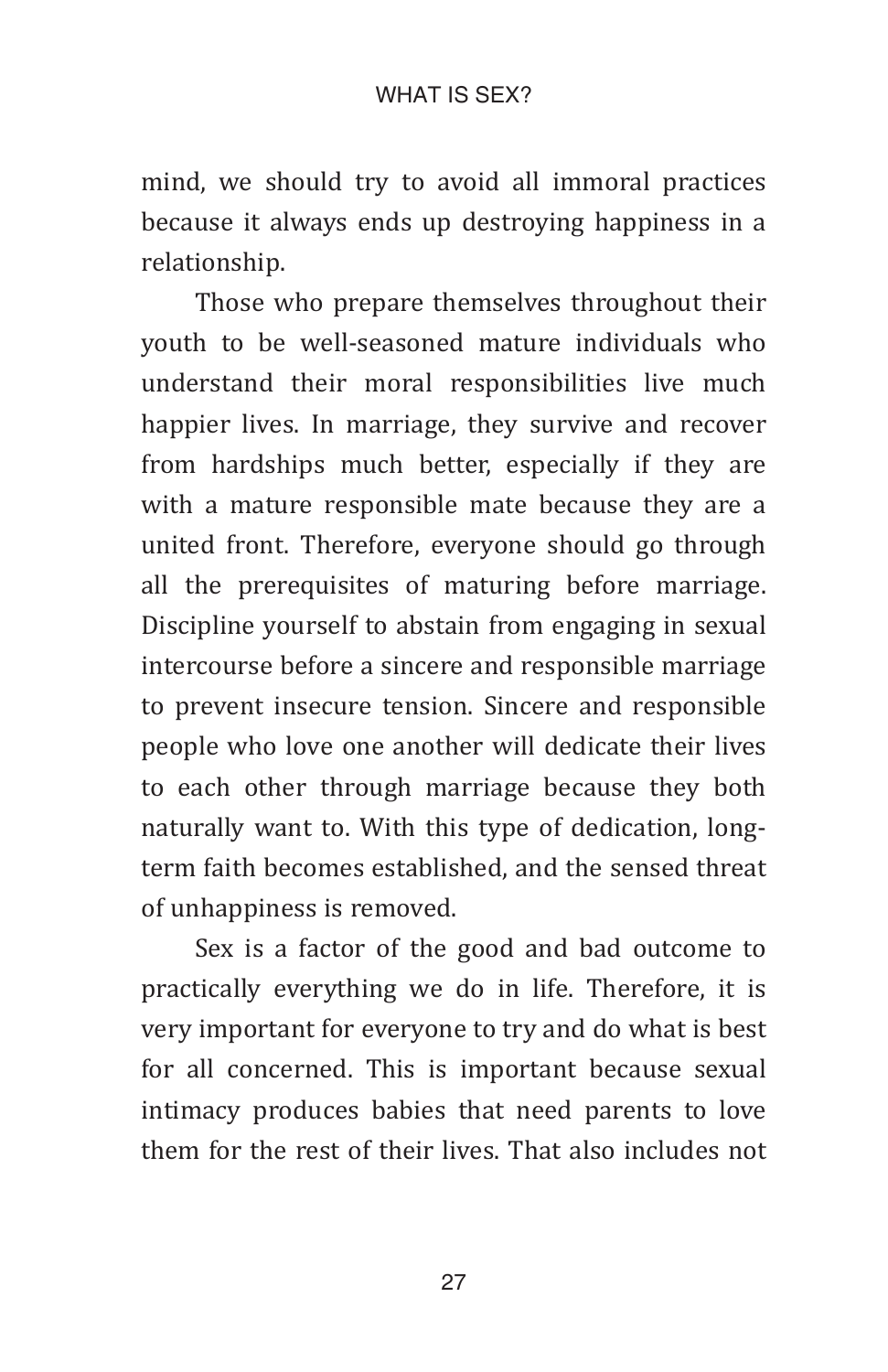mind, we should try to avoid all immoral practices because it always ends up destroying happiness in a relationship.

Those who prepare themselves throughout their youth to be well-seasoned mature individuals who understand their moral responsibilities live much happier lives. In marriage, they survive and recover from hardships much better, especially if they are with a mature responsible mate because they are a united front. Therefore, everyone should go through all the prerequisites of maturing before marriage. Discipline yourself to abstain from engaging in sexual intercourse before a sincere and responsible marriage to prevent insecure tension. Sincere and responsible people who love one another will dedicate their lives to each other through marriage because they both naturally want to. With this type of dedication, long-term faith becomes established, and the sensed threat of unhappiness is removed.

Sex is a factor of the good and bad outcome to practically everything we do in life. Therefore, it is very important for everyone to try and do what is best for all concerned. This is important because sexual intimacy produces babies that need parents to love them for the rest of their lives. That also includes not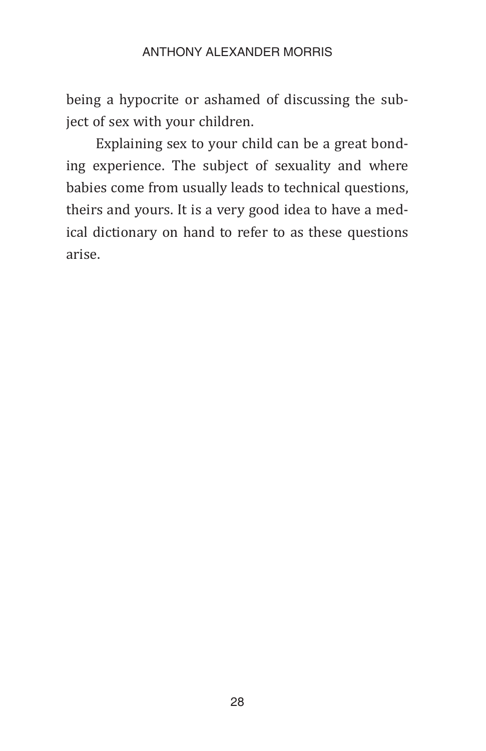being a hypocrite or ashamed of discussing the subject of sex with your children.

Explaining sex to your child can be a great bonding experience. The subject of sexuality and where babies come from usually leads to technical questions, theirs and yours. It is a very good idea to have a medical dictionary on hand to refer to as these questions arise.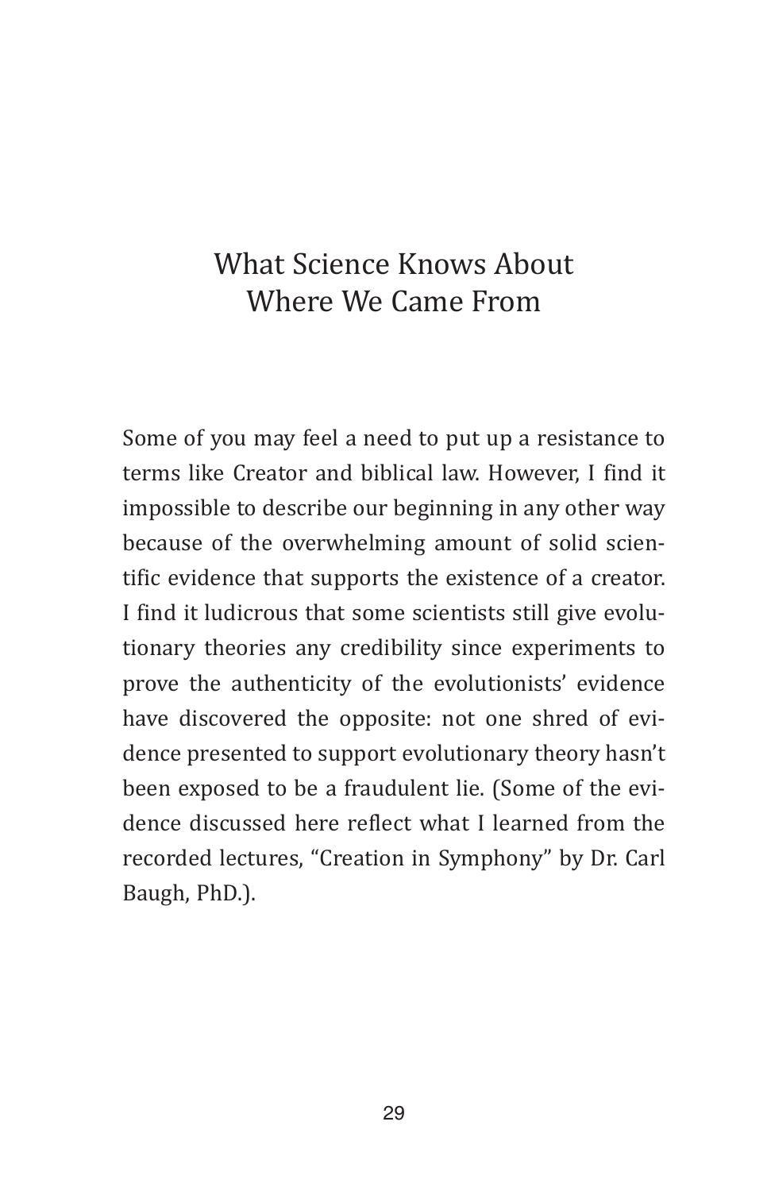# What Science Knows About Where We Came From

Some of you may feel a need to put up a resistance to terms like Creator and biblical law. However, I find it impossible to describe our beginning in any other way because of the overwhelming amount of solid scientific evidence that supports the existence of a creator. I find it ludicrous that some scientists still give evolutionary theories any credibility since experiments to prove the authenticity of the evolutionists' evidence have discovered the opposite: not one shred of evidence presented to support evolutionary theory hasn't been exposed to be a fraudulent lie. (Some of the evidence discussed here reflect what I learned from the recorded lectures, "Creation in Symphony" by Dr. Carl Baugh, PhD.).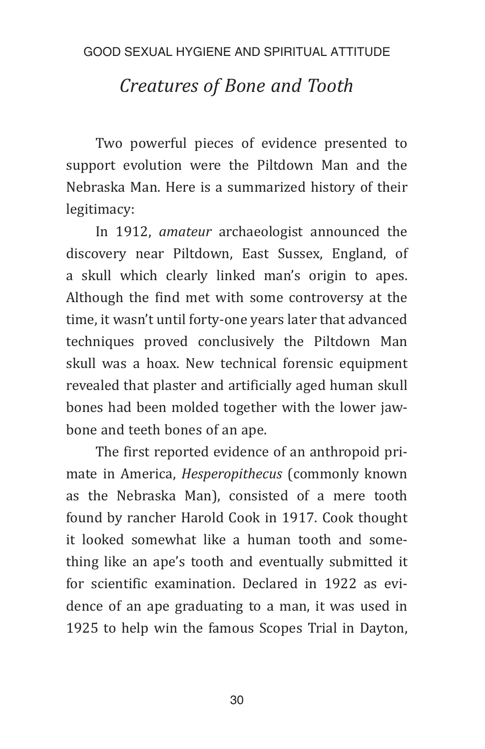## *Creatures of Bone and Tooth*

Two powerful pieces of evidence presented to support evolution were the Piltdown Man and the Nebraska Man. Here is a summarized history of their legitimacy:

In 1912, *amateur* archaeologist announced the discovery near Piltdown, East Sussex, England, of a skull which clearly linked man's origin to apes. Although the find met with some controversy at the time, it wasn't until forty-one years later that advanced techniques proved conclusively the Piltdown Man skull was a hoax. New technical forensic equipment revealed that plaster and artificially aged human skull bones had been molded together with the lower jawbone and teeth bones of an ape.

The first reported evidence of an anthropoid primate in America, *Hesperopithecus* (commonly known as the Nebraska Man), consisted of a mere tooth found by rancher Harold Cook in 1917. Cook thought it looked somewhat like a human tooth and something like an ape's tooth and eventually submitted it for scientific examination. Declared in 1922 as evidence of an ape graduating to a man, it was used in 1925 to help win the famous Scopes Trial in Dayton,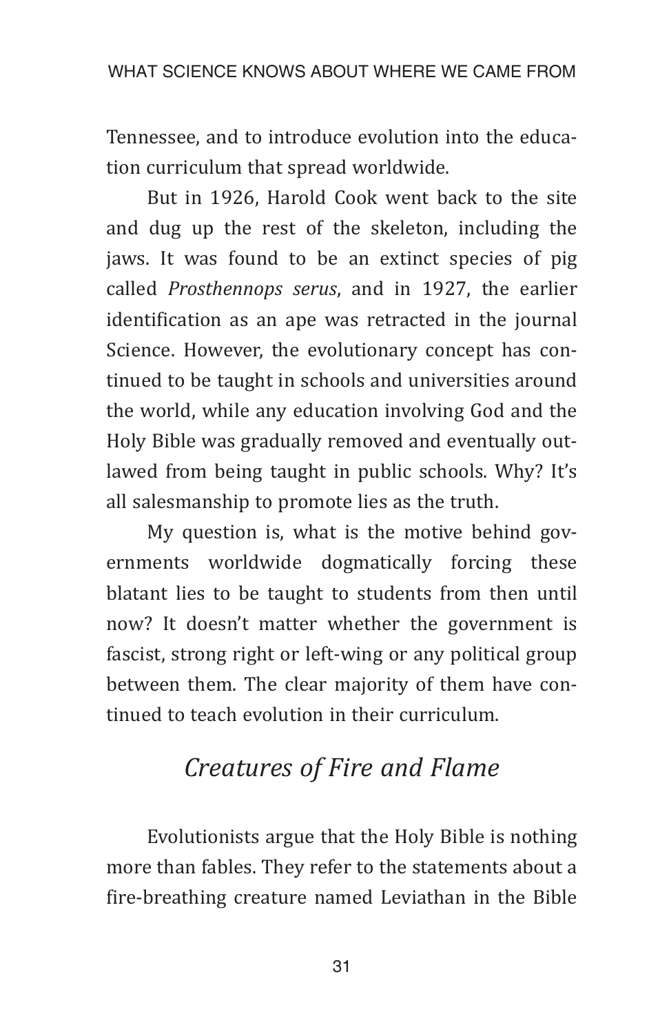Tennessee, and to introduce evolution into the education curriculum that spread worldwide.

But in 1926, Harold Cook went back to the site and dug up the rest of the skeleton, including the jaws. It was found to be an extinct species of pig called *Prosthennops serus*, and in 1927, the earlier identification as an ape was retracted in the journal Science. However, the evolutionary concept has continued to be taught in schools and universities around the world, while any education involving God and the Holy Bible was gradually removed and eventually outlawed from being taught in public schools. Why? It's all salesmanship to promote lies as the truth.

My question is, what is the motive behind governments worldwide dogmatically forcing these blatant lies to be taught to students from then until now? It doesn't matter whether the government is fascist, strong right or left-wing or any political group between them. The clear majority of them have continued to teach evolution in their curriculum.

## *Creatures of Fire and Flame*

Evolutionists argue that the Holy Bible is nothing more than fables. They refer to the statements about a fire-breathing creature named Leviathan in the Bible